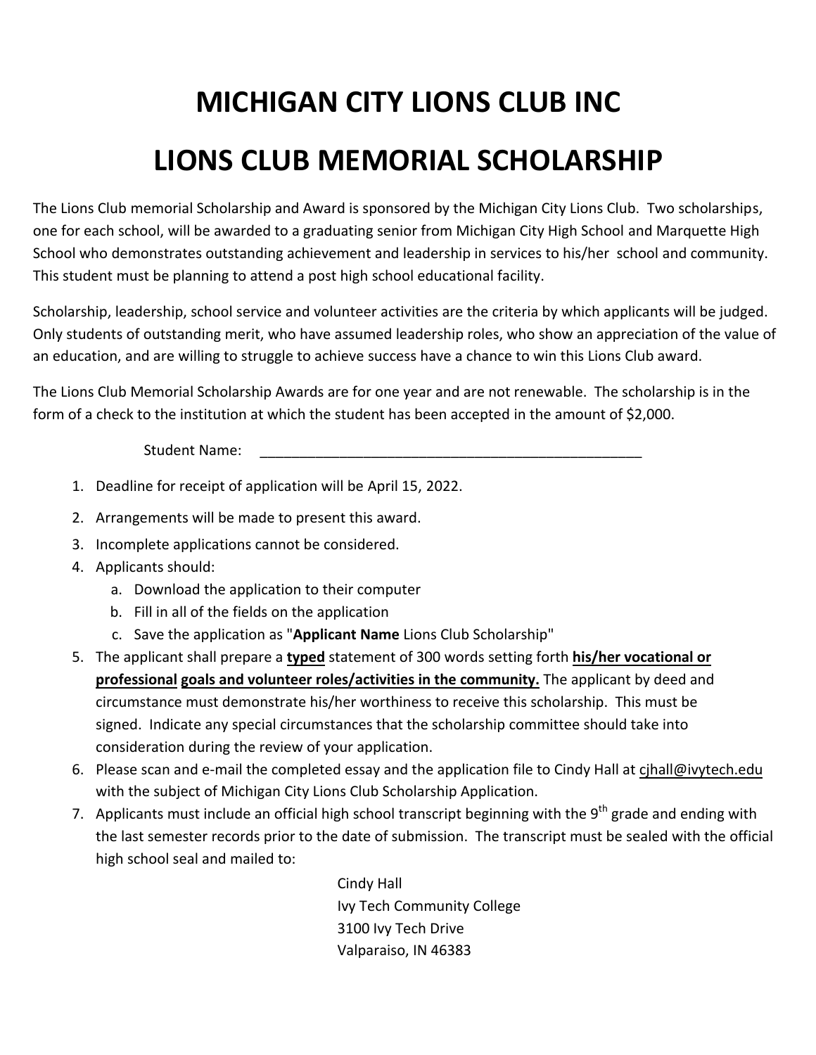# MICHIGAN CITY LIONS CLUB INC

# LIONS CLUB MEMORIAL SCHOLARSHIP

The Lions Club memorial Scholarship and Award is sponsored by the Michigan City Lions Club. Two scholarships, one for each school, will be awarded to a graduating senior from Michigan City High School and Marquette High School who demonstrates outstanding achievement and leadership in services to his/her school and community. This student must be planning to attend a post high school educational facility.

Scholarship, leadership, school service and volunteer activities are the criteria by which applicants will be judged. Only students of outstanding merit, who have assumed leadership roles, who show an appreciation of the value of an education, and are willing to struggle to achieve success have a chance to win this Lions Club award.

The Lions Club Memorial Scholarship Awards are for one year and are not renewable. The scholarship is in the form of a check to the institution at which the student has been accepted in the amount of $2,000.

Student Name: \_\_\_\_\_\_\_\_\_\_\_\_\_\_\_\_\_\_\_\_\_\_\_\_\_\_\_\_\_\_\_\_\_\_\_\_\_\_\_\_\_\_\_\_\_\_\_\_

1. Deadline for receipt of application will be April 15, 2022.
2. Arrangements will be made to present this award.
3. Incomplete applications cannot be considered.
4. Applicants should:
   a. Download the application to their computer
   b. Fill in all of the fields on the application
   c. Save the application as "**Applicant Name** Lions Club Scholarship"
5. The applicant shall prepare a <u>**typed**</u> statement of 300 words setting forth <u>**his/her vocational or professional**</u> <u>**goals and volunteer roles/activities in the community.**</u> The applicant by deed and circumstance must demonstrate his/her worthiness to receive this scholarship. This must be signed. Indicate any special circumstances that the scholarship committee should take into consideration during the review of your application.
6. Please scan and e-mail the completed essay and the application file to Cindy Hall at cjhall@ivytech.edu with the subject of Michigan City Lions Club Scholarship Application.
7. Applicants must include an official high school transcript beginning with the 9th grade and ending with the last semester records prior to the date of submission. The transcript must be sealed with the official high school seal and mailed to:

   Cindy Hall
   Ivy Tech Community College
   3100 Ivy Tech Drive
   Valparaiso, IN 46383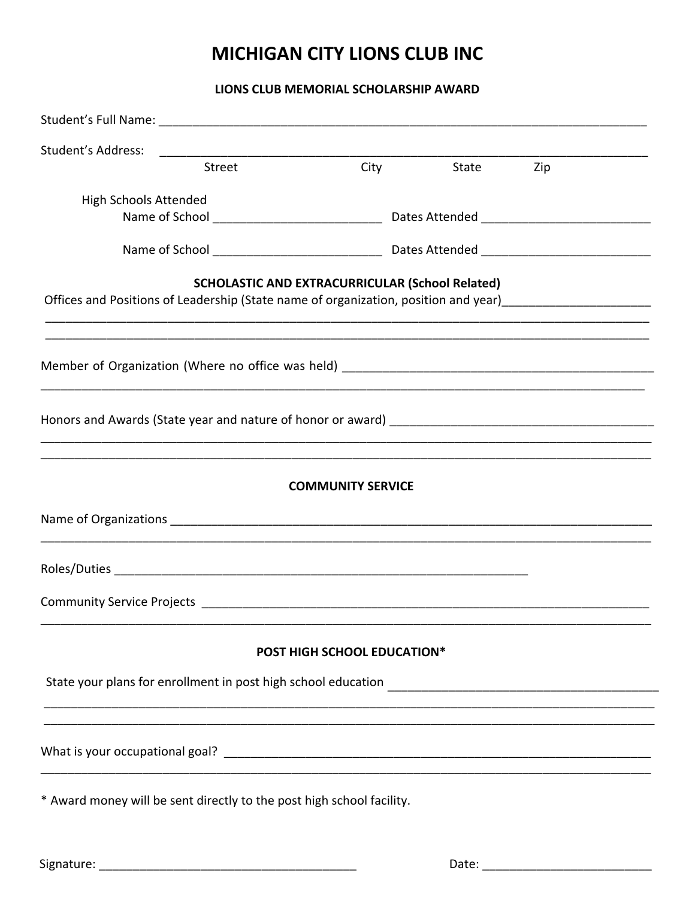# MICHIGAN CITY LIONS CLUB INC

## LIONS CLUB MEMORIAL SCHOLARSHIP AWARD

Student's Full Name: ___________________________________________________________________________

Student's Address: ___________________________________________________________________________
Street City State Zip

High Schools Attended
Name of School _________________________ Dates Attended _________________________

Name of School _________________________ Dates Attended _________________________

### SCHOLASTIC AND EXTRACURRICULAR (School Related)

Offices and Positions of Leadership (State name of organization, position and year)______________________
______________________________________________________________________________________________
______________________________________________________________________________________________

Member of Organization (Where no office was held) ______________________________________________
______________________________________________________________________________________________

Honors and Awards (State year and nature of honor or award) ______________________________________
______________________________________________________________________________________________
______________________________________________________________________________________________

### COMMUNITY SERVICE

Name of Organizations ______________________________________________________________________
______________________________________________________________________________________________

Roles/Duties _____________________________________________________________

Community Service Projects ___________________________________________________________________
______________________________________________________________________________________________

### POST HIGH SCHOOL EDUCATION*

State your plans for enrollment in post high school education _________________________________________
______________________________________________________________________________________________
______________________________________________________________________________________________

What is your occupational goal? _______________________________________________________________
______________________________________________________________________________________________

* Award money will be sent directly to the post high school facility.

Signature: ______________________________________ Date: _________________________